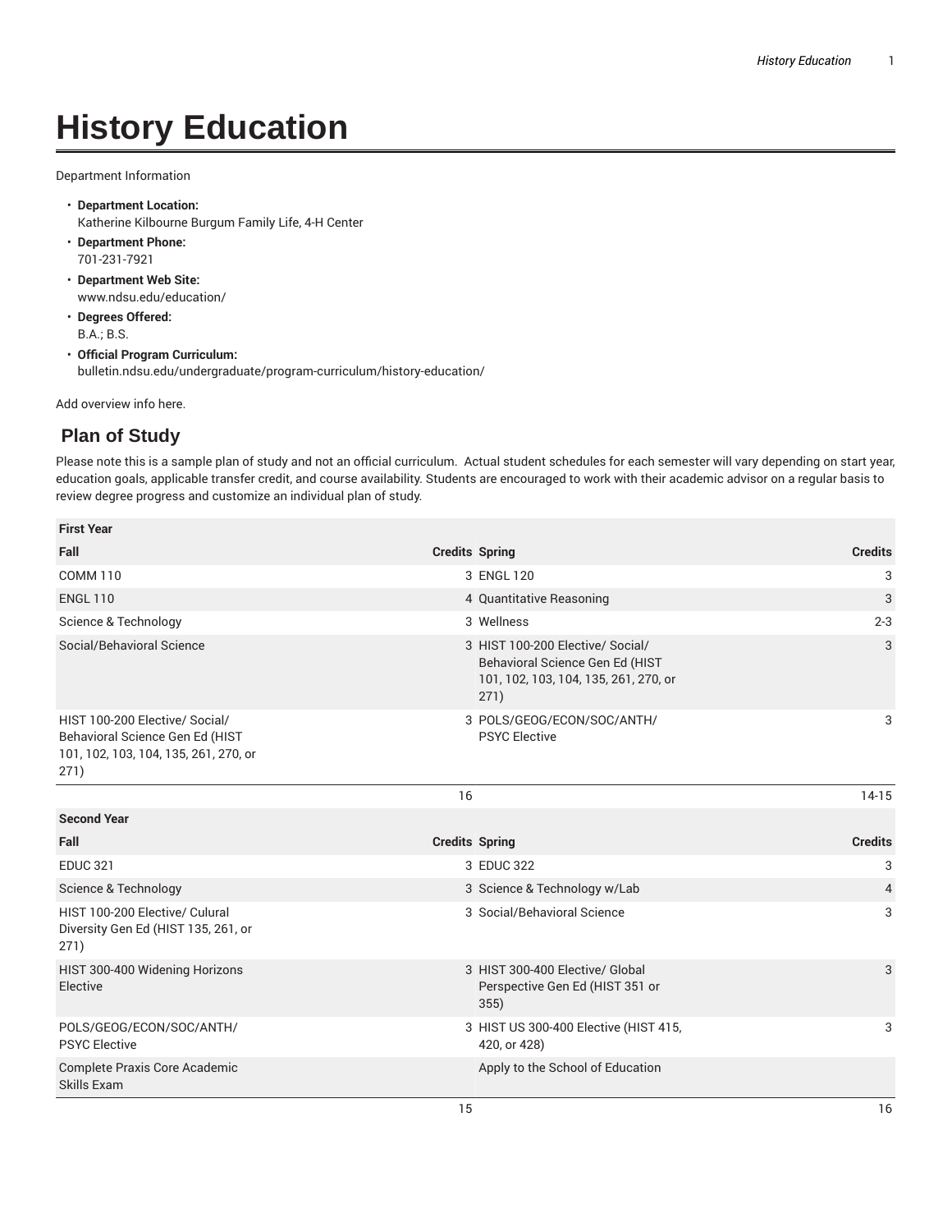# History Education

Department Information

- **Department Location:**
  Katherine Kilbourne Burgum Family Life, 4-H Center
- **Department Phone:**
  701-231-7921
- **Department Web Site:**
  www.ndsu.edu/education/
- **Degrees Offered:**
  B.A.; B.S.
- **Official Program Curriculum:**
  bulletin.ndsu.edu/undergraduate/program-curriculum/history-education/

Add overview info here.

## Plan of Study

Please note this is a sample plan of study and not an official curriculum. Actual student schedules for each semester will vary depending on start year, education goals, applicable transfer credit, and course availability. Students are encouraged to work with their academic advisor on a regular basis to review degree progress and customize an individual plan of study.

| First Year | | | |
|---|---|---|---|
| **Fall** | **Credits** | **Spring** | **Credits** |
| COMM 110 | 3 | ENGL 120 | 3 |
| ENGL 110 | 4 | Quantitative Reasoning | 3 |
| Science & Technology | 3 | Wellness | 2-3 |
| Social/Behavioral Science | 3 | HIST 100-200 Elective/ Social/ Behavioral Science Gen Ed (HIST 101, 102, 103, 104, 135, 261, 270, or 271) | 3 |
| HIST 100-200 Elective/ Social/ Behavioral Science Gen Ed (HIST 101, 102, 103, 104, 135, 261, 270, or 271) | 3 | POLS/GEOG/ECON/SOC/ANTH/ PSYC Elective | 3 |
| | 16 | | 14-15 |
| **Second Year** | | | |
| **Fall** | **Credits** | **Spring** | **Credits** |
| EDUC 321 | 3 | EDUC 322 | 3 |
| Science & Technology | 3 | Science & Technology w/Lab | 4 |
| HIST 100-200 Elective/ Culural Diversity Gen Ed (HIST 135, 261, or 271) | 3 | Social/Behavioral Science | 3 |
| HIST 300-400 Widening Horizons Elective | 3 | HIST 300-400 Elective/ Global Perspective Gen Ed (HIST 351 or 355) | 3 |
| POLS/GEOG/ECON/SOC/ANTH/ PSYC Elective | 3 | HIST US 300-400 Elective (HIST 415, 420, or 428) | 3 |
| Complete Praxis Core Academic Skills Exam | | Apply to the School of Education | |
| | 15 | | 16 |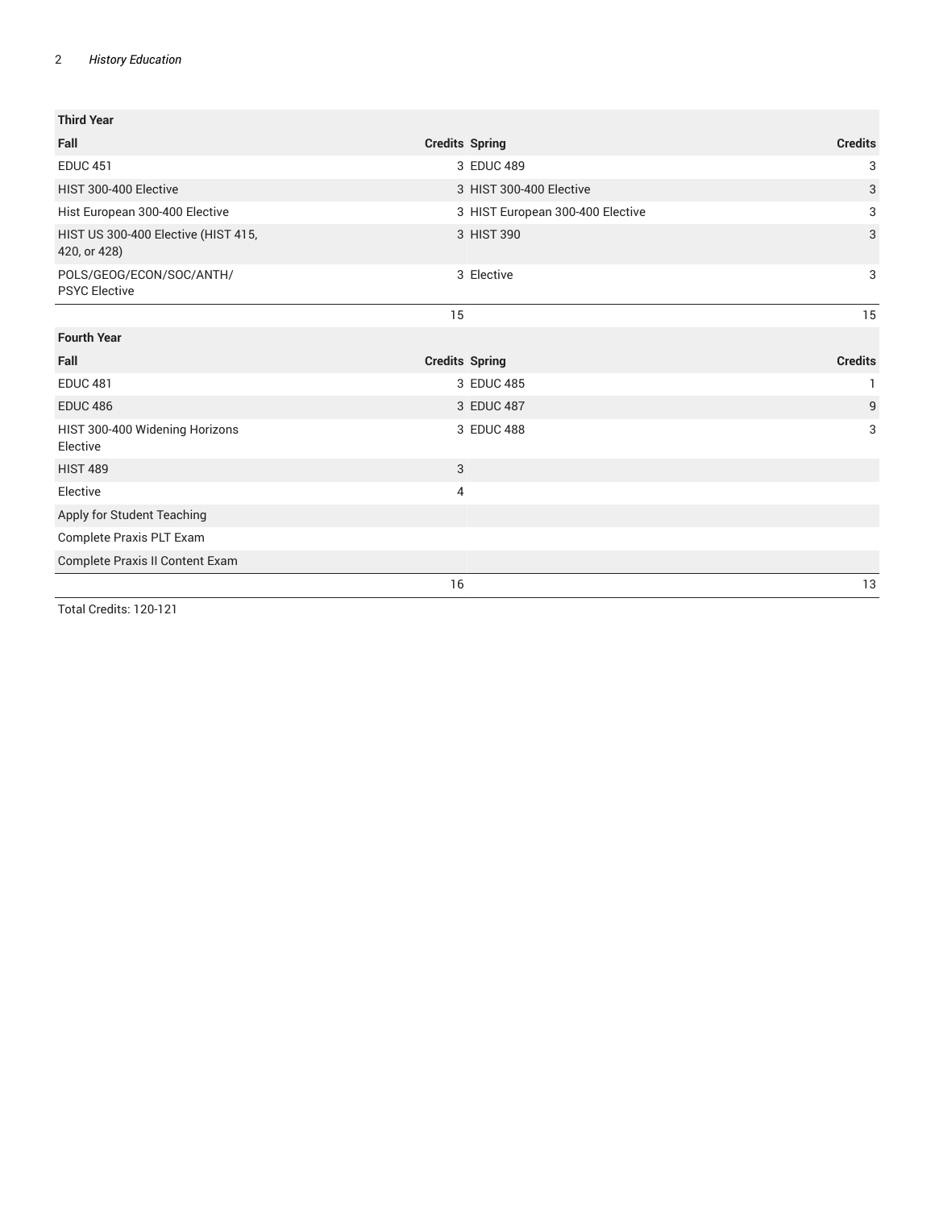| Third Year | | | |
|---|---|---|---|
| **Fall** | **Credits** | **Spring** | **Credits** |
| EDUC 451 | 3 | EDUC 489 | 3 |
| HIST 300-400 Elective | 3 | HIST 300-400 Elective | 3 |
| Hist European 300-400 Elective | 3 | HIST European 300-400 Elective | 3 |
| HIST US 300-400 Elective (HIST 415, 420, or 428) | 3 | HIST 390 | 3 |
| POLS/GEOG/ECON/SOC/ANTH/PSYC Elective | 3 | Elective | 3 |
| | 15 | | 15 |

| Fourth Year | | | |
|---|---|---|---|
| **Fall** | **Credits** | **Spring** | **Credits** |
| EDUC 481 | 3 | EDUC 485 | 1 |
| EDUC 486 | 3 | EDUC 487 | 9 |
| HIST 300-400 Widening Horizons Elective | 3 | EDUC 488 | 3 |
| HIST 489 | 3 | | |
| Elective | 4 | | |
| Apply for Student Teaching | | | |
| Complete Praxis PLT Exam | | | |
| Complete Praxis II Content Exam | | | |
| | 16 | | 13 |

Total Credits: 120-121